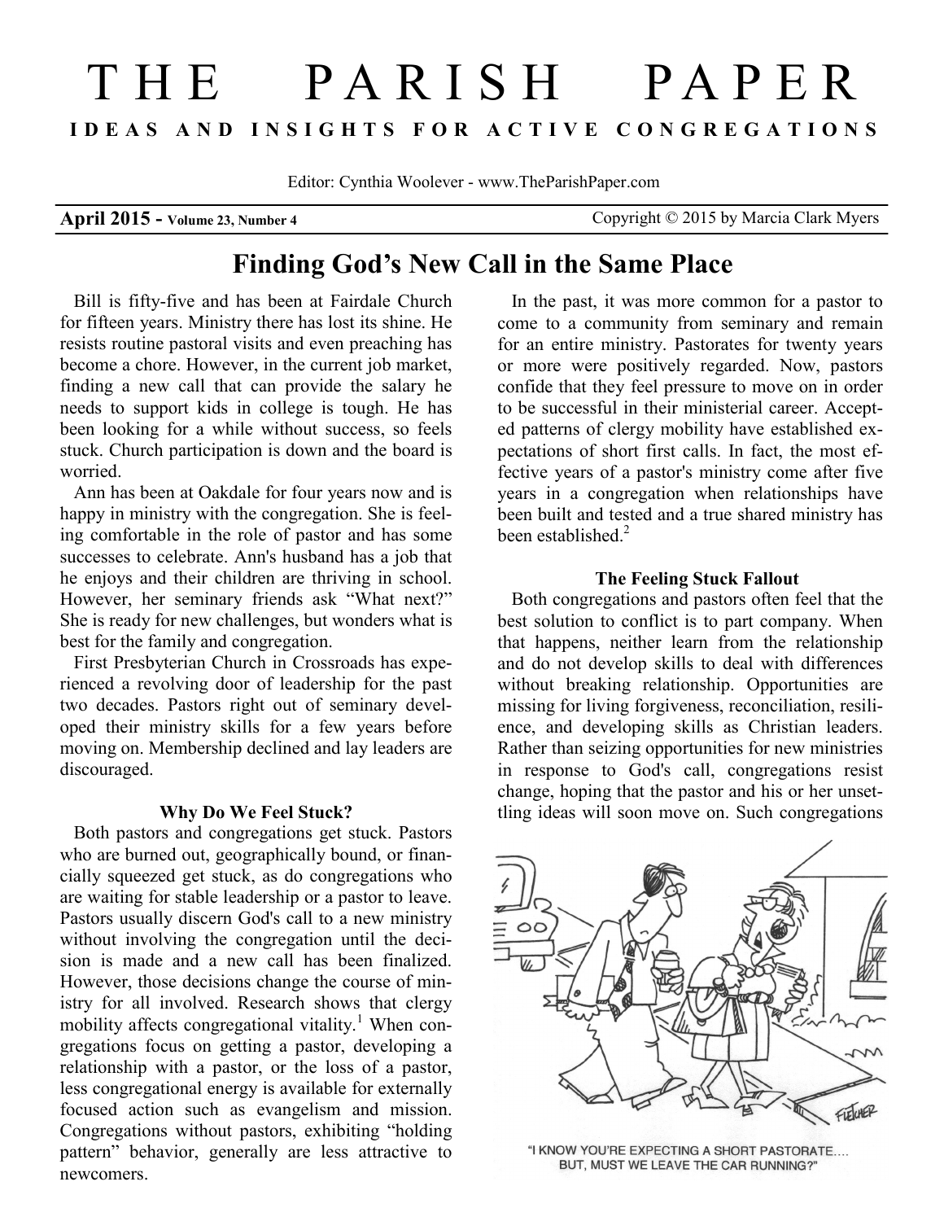#  THE PARISH PAPER

**IDEAS AND INSIGHTS FOR ACTIVE CONGREGATIONS**

Editor: Cynthia Woolever - www.TheParishPaper.com

**April 2015 -** **Volume 23, Number 4** Copyright © 2015 by Marcia Clark Myers

## Finding God's New Call in the Same Place

Bill is fifty-five and has been at Fairdale Church for fifteen years. Ministry there has lost its shine. He resists routine pastoral visits and even preaching has become a chore. However, in the current job market, finding a new call that can provide the salary he needs to support kids in college is tough. He has been looking for a while without success, so feels stuck. Church participation is down and the board is worried.

Ann has been at Oakdale for four years now and is happy in ministry with the congregation. She is feeling comfortable in the role of pastor and has some successes to celebrate. Ann's husband has a job that he enjoys and their children are thriving in school. However, her seminary friends ask "What next?" She is ready for new challenges, but wonders what is best for the family and congregation.

First Presbyterian Church in Crossroads has experienced a revolving door of leadership for the past two decades. Pastors right out of seminary developed their ministry skills for a few years before moving on. Membership declined and lay leaders are discouraged.

### Why Do We Feel Stuck?

Both pastors and congregations get stuck. Pastors who are burned out, geographically bound, or financially squeezed get stuck, as do congregations who are waiting for stable leadership or a pastor to leave. Pastors usually discern God's call to a new ministry without involving the congregation until the decision is made and a new call has been finalized. However, those decisions change the course of ministry for all involved. Research shows that clergy mobility affects congregational vitality.[1] When congregations focus on getting a pastor, developing a relationship with a pastor, or the loss of a pastor, less congregational energy is available for externally focused action such as evangelism and mission. Congregations without pastors, exhibiting "holding pattern" behavior, generally are less attractive to newcomers.

In the past, it was more common for a pastor to come to a community from seminary and remain for an entire ministry. Pastorates for twenty years or more were positively regarded. Now, pastors confide that they feel pressure to move on in order to be successful in their ministerial career. Accepted patterns of clergy mobility have established expectations of short first calls. In fact, the most effective years of a pastor's ministry come after five years in a congregation when relationships have been built and tested and a true shared ministry has been established.[2]

### The Feeling Stuck Fallout

Both congregations and pastors often feel that the best solution to conflict is to part company. When that happens, neither learn from the relationship and do not develop skills to deal with differences without breaking relationship. Opportunities are missing for living forgiveness, reconciliation, resilience, and developing skills as Christian leaders. Rather than seizing opportunities for new ministries in response to God's call, congregations resist change, hoping that the pastor and his or her unsettling ideas will soon move on. Such congregations

"I KNOW YOU'RE EXPECTING A SHORT PASTORATE.... BUT, MUST WE LEAVE THE CAR RUNNING?"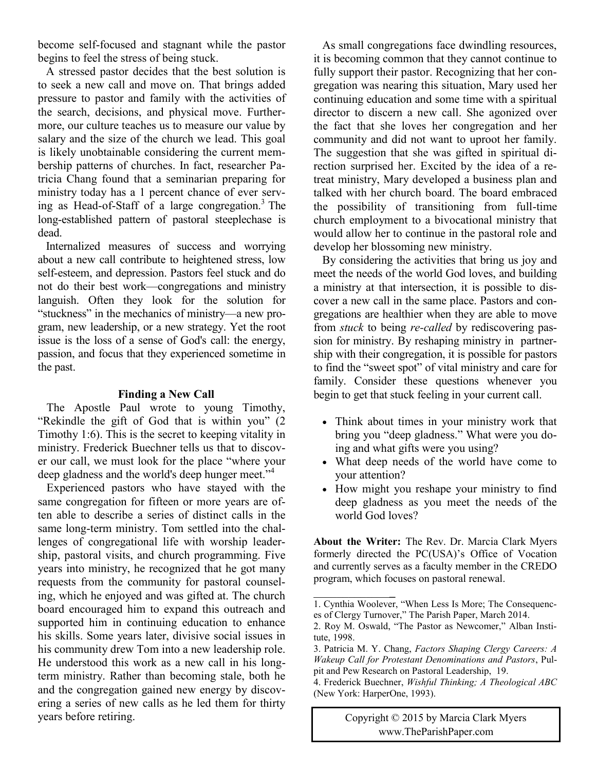become self-focused and stagnant while the pastor begins to feel the stress of being stuck.

A stressed pastor decides that the best solution is to seek a new call and move on. That brings added pressure to pastor and family with the activities of the search, decisions, and physical move. Furthermore, our culture teaches us to measure our value by salary and the size of the church we lead. This goal is likely unobtainable considering the current membership patterns of churches. In fact, researcher Patricia Chang found that a seminarian preparing for ministry today has a 1 percent chance of ever serving as Head-of-Staff of a large congregation.[3] The long-established pattern of pastoral steeplechase is dead.

Internalized measures of success and worrying about a new call contribute to heightened stress, low self-esteem, and depression. Pastors feel stuck and do not do their best work—congregations and ministry languish. Often they look for the solution for "stuckness" in the mechanics of ministry—a new program, new leadership, or a new strategy. Yet the root issue is the loss of a sense of God's call: the energy, passion, and focus that they experienced sometime in the past.

### Finding a New Call

The Apostle Paul wrote to young Timothy, "Rekindle the gift of God that is within you" (2 Timothy 1:6). This is the secret to keeping vitality in ministry. Frederick Buechner tells us that to discover our call, we must look for the place "where your deep gladness and the world's deep hunger meet."[4]

Experienced pastors who have stayed with the same congregation for fifteen or more years are often able to describe a series of distinct calls in the same long-term ministry. Tom settled into the challenges of congregational life with worship leadership, pastoral visits, and church programming. Five years into ministry, he recognized that he got many requests from the community for pastoral counseling, which he enjoyed and was gifted at. The church board encouraged him to expand this outreach and supported him in continuing education to enhance his skills. Some years later, divisive social issues in his community drew Tom into a new leadership role. He understood this work as a new call in his long-term ministry. Rather than becoming stale, both he and the congregation gained new energy by discovering a series of new calls as he led them for thirty years before retiring.

As small congregations face dwindling resources, it is becoming common that they cannot continue to fully support their pastor. Recognizing that her congregation was nearing this situation, Mary used her continuing education and some time with a spiritual director to discern a new call. She agonized over the fact that she loves her congregation and her community and did not want to uproot her family. The suggestion that she was gifted in spiritual direction surprised her. Excited by the idea of a retreat ministry, Mary developed a business plan and talked with her church board. The board embraced the possibility of transitioning from full-time church employment to a bivocational ministry that would allow her to continue in the pastoral role and develop her blossoming new ministry.

By considering the activities that bring us joy and meet the needs of the world God loves, and building a ministry at that intersection, it is possible to discover a new call in the same place. Pastors and congregations are healthier when they are able to move from *stuck* to being *re-called* by rediscovering passion for ministry. By reshaping ministry in partnership with their congregation, it is possible for pastors to find the "sweet spot" of vital ministry and care for family. Consider these questions whenever you begin to get that stuck feeling in your current call.

- Think about times in your ministry work that bring you "deep gladness." What were you doing and what gifts were you using?
- What deep needs of the world have come to your attention?
- How might you reshape your ministry to find deep gladness as you meet the needs of the world God loves?

**About the Writer:** The Rev. Dr. Marcia Clark Myers formerly directed the PC(USA)'s Office of Vocation and currently serves as a faculty member in the CREDO program, which focuses on pastoral renewal.

---

1. Cynthia Woolever, "When Less Is More; The Consequences of Clergy Turnover," The Parish Paper, March 2014.
2. Roy M. Oswald, "The Pastor as Newcomer," Alban Institute, 1998.
3. Patricia M. Y. Chang, *Factors Shaping Clergy Careers: A Wakeup Call for Protestant Denominations and Pastors*, Pulpit and Pew Research on Pastoral Leadership, 19.
4. Frederick Buechner, *Wishful Thinking; A Theological ABC* (New York: HarperOne, 1993).

Copyright © 2015 by Marcia Clark Myers
www.TheParishPaper.com